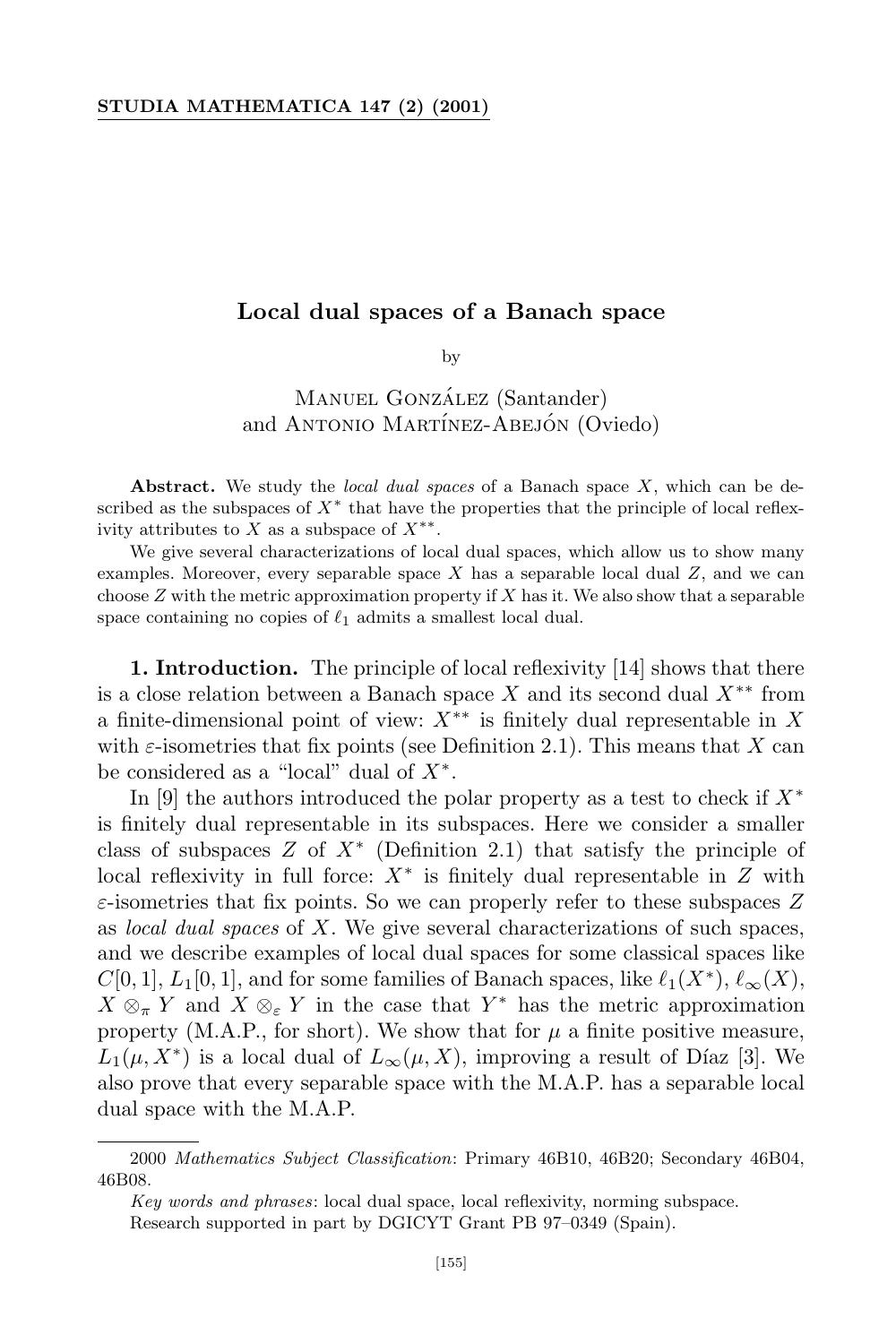# Local dual spaces of a Banach space

by

Manuel González (Santander) and Antonio Martínez-Abejón (Oviedo)

**Abstract.** We study the *local dual spaces* of a Banach space $X$, which can be described as the subspaces of $X^*$ that have the properties that the principle of local reflexivity attributes to $X$ as a subspace of $X^{**}$.

We give several characterizations of local dual spaces, which allow us to show many examples. Moreover, every separable space $X$ has a separable local dual $Z$, and we can choose $Z$ with the metric approximation property if $X$ has it. We also show that a separable space containing no copies of $\ell_1$ admits a smallest local dual.

## 1. Introduction.

The principle of local reflexivity [14] shows that there is a close relation between a Banach space $X$ and its second dual $X^{**}$ from a finite-dimensional point of view: $X^{**}$ is finitely dual representable in $X$ with $\varepsilon$-isometries that fix points (see Definition 2.1). This means that $X$ can be considered as a "local" dual of $X^*$.

In [9] the authors introduced the polar property as a test to check if $X^*$ is finitely dual representable in its subspaces. Here we consider a smaller class of subspaces $Z$ of $X^*$ (Definition 2.1) that satisfy the principle of local reflexivity in full force: $X^*$ is finitely dual representable in $Z$ with $\varepsilon$-isometries that fix points. So we can properly refer to these subspaces $Z$ as *local dual spaces* of $X$. We give several characterizations of such spaces, and we describe examples of local dual spaces for some classical spaces like $C[0,1]$, $L_1[0,1]$, and for some families of Banach spaces, like $\ell_1(X^*)$, $\ell_\infty(X)$, $X \otimes_\pi Y$ and $X \otimes_\varepsilon Y$ in the case that $Y^*$ has the metric approximation property (M.A.P., for short). We show that for $\mu$ a finite positive measure, $L_1(\mu, X^*)$ is a local dual of $L_\infty(\mu, X)$, improving a result of Díaz [3]. We also prove that every separable space with the M.A.P. has a separable local dual space with the M.A.P.

---

2000 *Mathematics Subject Classification*: Primary 46B10, 46B20; Secondary 46B04, 46B08.

*Key words and phrases*: local dual space, local reflexivity, norming subspace.

Research supported in part by DGICYT Grant PB 97–0349 (Spain).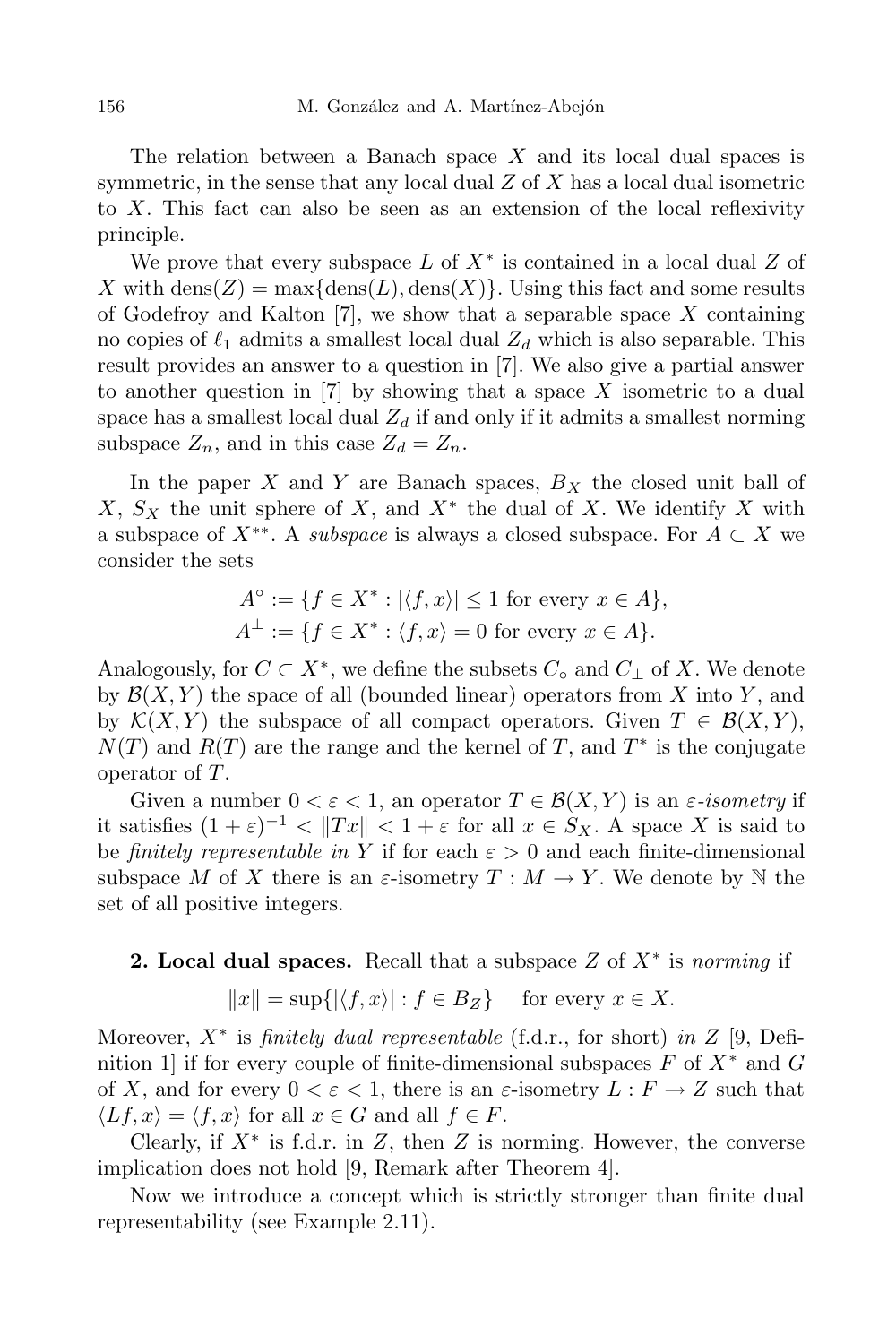The relation between a Banach space $X$ and its local dual spaces is symmetric, in the sense that any local dual $Z$ of $X$ has a local dual isometric to $X$. This fact can also be seen as an extension of the local reflexivity principle.

We prove that every subspace $L$ of $X^*$ is contained in a local dual $Z$ of $X$ with $\mathrm{dens}(Z) = \max\{\mathrm{dens}(L), \mathrm{dens}(X)\}$. Using this fact and some results of Godefroy and Kalton [7], we show that a separable space $X$ containing no copies of $\ell_1$ admits a smallest local dual $Z_d$ which is also separable. This result provides an answer to a question in [7]. We also give a partial answer to another question in [7] by showing that a space $X$ isometric to a dual space has a smallest local dual $Z_d$ if and only if it admits a smallest norming subspace $Z_n$, and in this case $Z_d = Z_n$.

In the paper $X$ and $Y$ are Banach spaces, $B_X$ the closed unit ball of $X$, $S_X$ the unit sphere of $X$, and $X^*$ the dual of $X$. We identify $X$ with a subspace of $X^{**}$. A *subspace* is always a closed subspace. For $A \subset X$ we consider the sets

$$A^\circ := \{f \in X^* : |\langle f, x\rangle| \leq 1 \text{ for every } x \in A\},$$
$$A^\perp := \{f \in X^* : \langle f, x\rangle = 0 \text{ for every } x \in A\}.$$

Analogously, for $C \subset X^*$, we define the subsets $C_\circ$ and $C_\perp$ of $X$. We denote by $\mathcal{B}(X,Y)$ the space of all (bounded linear) operators from $X$ into $Y$, and by $\mathcal{K}(X,Y)$ the subspace of all compact operators. Given $T \in \mathcal{B}(X,Y)$, $N(T)$ and $R(T)$ are the range and the kernel of $T$, and $T^*$ is the conjugate operator of $T$.

Given a number $0 < \varepsilon < 1$, an operator $T \in \mathcal{B}(X,Y)$ is an *$\varepsilon$-isometry* if it satisfies $(1+\varepsilon)^{-1} < \|Tx\| < 1+\varepsilon$ for all $x \in S_X$. A space $X$ is said to be *finitely representable in* $Y$ if for each $\varepsilon > 0$ and each finite-dimensional subspace $M$ of $X$ there is an $\varepsilon$-isometry $T : M \to Y$. We denote by $\mathbb{N}$ the set of all positive integers.

## 2. Local dual spaces.

Recall that a subspace $Z$ of $X^*$ is *norming* if

$$\|x\| = \sup\{|\langle f, x\rangle| : f \in B_Z\} \quad \text{for every } x \in X.$$

Moreover, $X^*$ is *finitely dual representable* (f.d.r., for short) *in* $Z$ [9, Definition 1] if for every couple of finite-dimensional subspaces $F$ of $X^*$ and $G$ of $X$, and for every $0 < \varepsilon < 1$, there is an $\varepsilon$-isometry $L : F \to Z$ such that $\langle Lf, x\rangle = \langle f, x\rangle$ for all $x \in G$ and all $f \in F$.

Clearly, if $X^*$ is f.d.r. in $Z$, then $Z$ is norming. However, the converse implication does not hold [9, Remark after Theorem 4].

Now we introduce a concept which is strictly stronger than finite dual representability (see Example 2.11).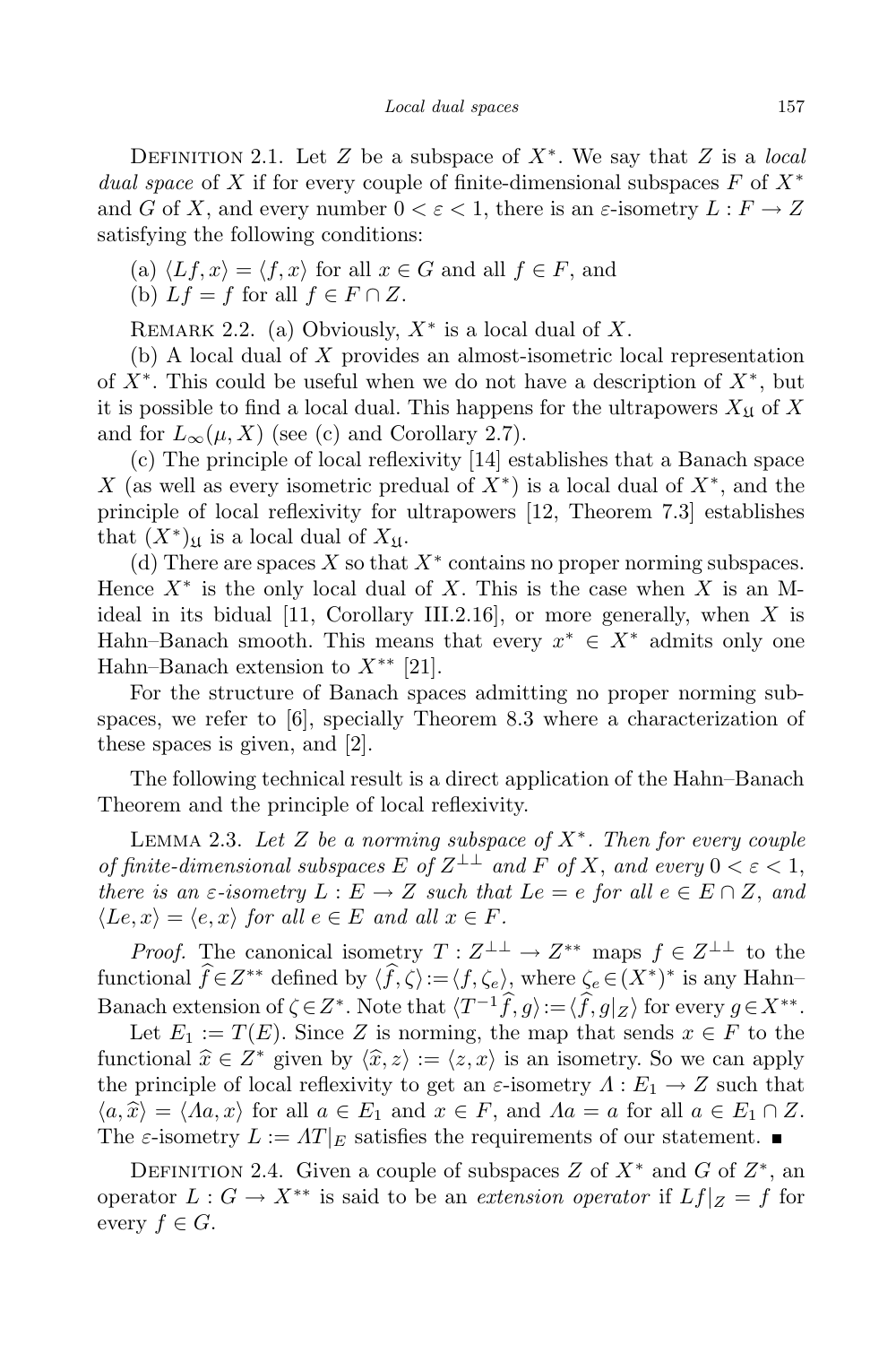Definition 2.1. Let $Z$ be a subspace of $X^*$. We say that $Z$ is a *local dual space* of $X$ if for every couple of finite-dimensional subspaces $F$ of $X^*$ and $G$ of $X$, and every number $0 < \varepsilon < 1$, there is an $\varepsilon$-isometry $L : F \to Z$ satisfying the following conditions:

(a) $\langle Lf, x\rangle = \langle f, x\rangle$ for all $x \in G$ and all $f \in F$, and
(b) $Lf = f$ for all $f \in F \cap Z$.

Remark 2.2. (a) Obviously, $X^*$ is a local dual of $X$.

(b) A local dual of $X$ provides an almost-isometric local representation of $X^*$. This could be useful when we do not have a description of $X^*$, but it is possible to find a local dual. This happens for the ultrapowers $X_{\mathfrak{U}}$ of $X$ and for $L_\infty(\mu, X)$ (see (c) and Corollary 2.7).

(c) The principle of local reflexivity [14] establishes that a Banach space $X$ (as well as every isometric predual of $X^*$) is a local dual of $X^*$, and the principle of local reflexivity for ultrapowers [12, Theorem 7.3] establishes that $(X^*)_{\mathfrak{U}}$ is a local dual of $X_{\mathfrak{U}}$.

(d) There are spaces $X$ so that $X^*$ contains no proper norming subspaces. Hence $X^*$ is the only local dual of $X$. This is the case when $X$ is an M-ideal in its bidual [11, Corollary III.2.16], or more generally, when $X$ is Hahn–Banach smooth. This means that every $x^* \in X^*$ admits only one Hahn–Banach extension to $X^{**}$ [21].

For the structure of Banach spaces admitting no proper norming subspaces, we refer to [6], specially Theorem 8.3 where a characterization of these spaces is given, and [2].

The following technical result is a direct application of the Hahn–Banach Theorem and the principle of local reflexivity.

Lemma 2.3. *Let $Z$ be a norming subspace of $X^*$. Then for every couple of finite-dimensional subspaces $E$ of $Z^{\perp\perp}$ and $F$ of $X$, and every $0 < \varepsilon < 1$, there is an $\varepsilon$-isometry $L : E \to Z$ such that $Le = e$ for all $e \in E \cap Z$, and $\langle Le, x\rangle = \langle e, x\rangle$ for all $e \in E$ and all $x \in F$.*

*Proof.* The canonical isometry $T : Z^{\perp\perp} \to Z^{**}$ maps $f \in Z^{\perp\perp}$ to the functional $\widehat{f} \in Z^{**}$ defined by $\langle \widehat{f}, \zeta\rangle := \langle f, \zeta_e\rangle$, where $\zeta_e \in (X^*)^*$ is any Hahn–Banach extension of $\zeta \in Z^*$. Note that $\langle T^{-1}\widehat{f}, g\rangle := \langle \widehat{f}, g|_Z\rangle$ for every $g \in X^{**}$.

Let $E_1 := T(E)$. Since $Z$ is norming, the map that sends $x \in F$ to the functional $\widehat{x} \in Z^*$ given by $\langle \widehat{x}, z\rangle := \langle z, x\rangle$ is an isometry. So we can apply the principle of local reflexivity to get an $\varepsilon$-isometry $\Lambda : E_1 \to Z$ such that $\langle a, \widehat{x}\rangle = \langle \Lambda a, x\rangle$ for all $a \in E_1$ and $x \in F$, and $\Lambda a = a$ for all $a \in E_1 \cap Z$. The $\varepsilon$-isometry $L := \Lambda T|_E$ satisfies the requirements of our statement. ∎

Definition 2.4. Given a couple of subspaces $Z$ of $X^*$ and $G$ of $Z^*$, an operator $L : G \to X^{**}$ is said to be an *extension operator* if $Lf|_Z = f$ for every $f \in G$.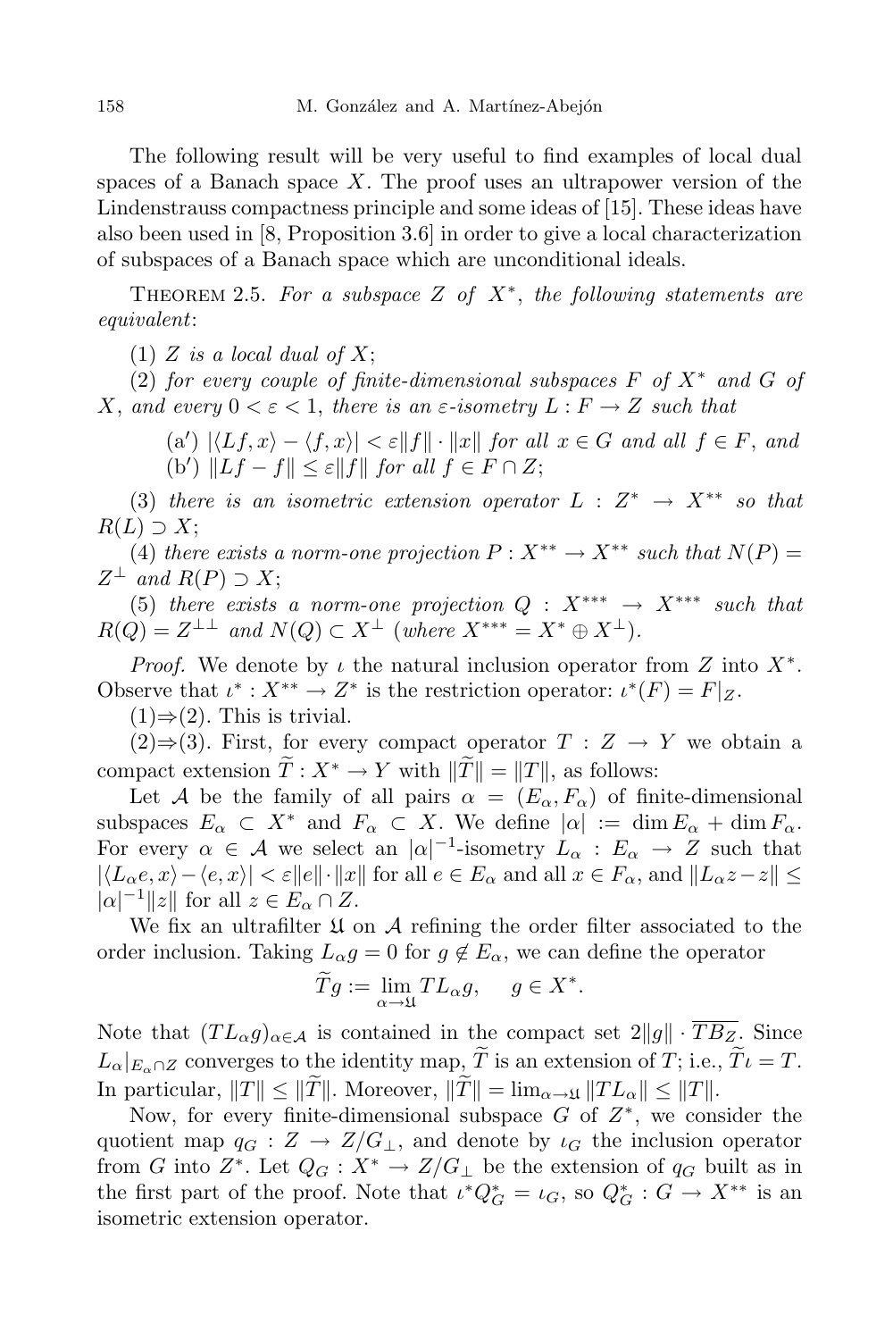The following result will be very useful to find examples of local dual spaces of a Banach space $X$. The proof uses an ultrapower version of the Lindenstrauss compactness principle and some ideas of [15]. These ideas have also been used in [8, Proposition 3.6] in order to give a local characterization of subspaces of a Banach space which are unconditional ideals.

Theorem 2.5. *For a subspace $Z$ of $X^*$, the following statements are equivalent*:

(1) *$Z$ is a local dual of $X$;*

(2) *for every couple of finite-dimensional subspaces $F$ of $X^*$ and $G$ of $X$, and every $0 < \varepsilon < 1$, there is an $\varepsilon$-isometry $L : F \to Z$ such that*

> (a′) *$|\langle Lf, x\rangle - \langle f, x\rangle| < \varepsilon \|f\| \cdot \|x\|$ for all $x \in G$ and all $f \in F$, and*
> (b′) *$\|Lf - f\| \le \varepsilon \|f\|$ for all $f \in F \cap Z$;*

(3) *there is an isometric extension operator $L : Z^* \to X^{**}$ so that $R(L) \supset X$;*

(4) *there exists a norm-one projection $P : X^{**} \to X^{**}$ such that $N(P) = Z^\perp$ and $R(P) \supset X$;*

(5) *there exists a norm-one projection $Q : X^{***} \to X^{***}$ such that $R(Q) = Z^{\perp\perp}$ and $N(Q) \subset X^\perp$ (where $X^{***} = X^* \oplus X^\perp$).*

*Proof.* We denote by $\iota$ the natural inclusion operator from $Z$ into $X^*$. Observe that $\iota^* : X^{**} \to Z^*$ is the restriction operator: $\iota^*(F) = F|_Z$.

(1)⇒(2). This is trivial.

(2)⇒(3). First, for every compact operator $T : Z \to Y$ we obtain a compact extension $\widetilde{T} : X^* \to Y$ with $\|\widetilde{T}\| = \|T\|$, as follows:

Let $\mathcal{A}$ be the family of all pairs $\alpha = (E_\alpha, F_\alpha)$ of finite-dimensional subspaces $E_\alpha \subset X^*$ and $F_\alpha \subset X$. We define $|\alpha| := \dim E_\alpha + \dim F_\alpha$. For every $\alpha \in \mathcal{A}$ we select an $|\alpha|^{-1}$-isometry $L_\alpha : E_\alpha \to Z$ such that $|\langle L_\alpha e, x\rangle - \langle e, x\rangle| < \varepsilon \|e\| \cdot \|x\|$ for all $e \in E_\alpha$ and all $x \in F_\alpha$, and $\|L_\alpha z - z\| \le |\alpha|^{-1}\|z\|$ for all $z \in E_\alpha \cap Z$.

We fix an ultrafilter $\mathfrak{U}$ on $\mathcal{A}$ refining the order filter associated to the order inclusion. Taking $L_\alpha g = 0$ for $g \notin E_\alpha$, we can define the operator

$$\widetilde{T} g := \lim_{\alpha \to \mathfrak{U}} T L_\alpha g, \quad g \in X^*.$$

Note that $(TL_\alpha g)_{\alpha \in \mathcal{A}}$ is contained in the compact set $2\|g\| \cdot \overline{TB_Z}$. Since $L_\alpha|_{E_\alpha \cap Z}$ converges to the identity map, $\widetilde{T}$ is an extension of $T$; i.e., $\widetilde{T}\iota = T$. In particular, $\|T\| \le \|\widetilde{T}\|$. Moreover, $\|\widetilde{T}\| = \lim_{\alpha \to \mathfrak{U}} \|TL_\alpha\| \le \|T\|$.

Now, for every finite-dimensional subspace $G$ of $Z^*$, we consider the quotient map $q_G : Z \to Z/G_\perp$, and denote by $\iota_G$ the inclusion operator from $G$ into $Z^*$. Let $Q_G : X^* \to Z/G_\perp$ be the extension of $q_G$ built as in the first part of the proof. Note that $\iota^* Q_G^* = \iota_G$, so $Q_G^* : G \to X^{**}$ is an isometric extension operator.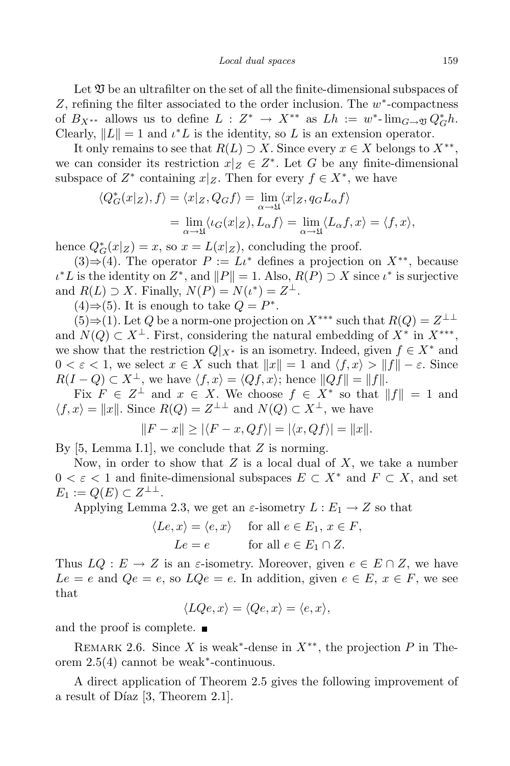Let $\mathfrak{V}$ be an ultrafilter on the set of all the finite-dimensional subspaces of $Z$, refining the filter associated to the order inclusion. The $w^*$-compactness of $B_{X^{**}}$ allows us to define $L : Z^* \to X^{**}$ as $Lh := w^*\text{-}\lim_{G\to\mathfrak{V}} Q_G^* h$. Clearly, $\|L\| = 1$ and $\iota^* L$ is the identity, so $L$ is an extension operator.

It only remains to see that $R(L) \supset X$. Since every $x \in X$ belongs to $X^{**}$, we can consider its restriction $x|_Z \in Z^*$. Let $G$ be any finite-dimensional subspace of $Z^*$ containing $x|_Z$. Then for every $f \in X^*$, we have

$$\begin{aligned}\langle Q_G^*(x|_Z), f\rangle &= \langle x|_Z, Q_G f\rangle = \lim_{\alpha\to\mathfrak{U}} \langle x|_Z, q_G L_\alpha f\rangle \\ &= \lim_{\alpha\to\mathfrak{U}} \langle \iota_G(x|_Z), L_\alpha f\rangle = \lim_{\alpha\to\mathfrak{U}} \langle L_\alpha f, x\rangle = \langle f, x\rangle,\end{aligned}$$

hence $Q_G^*(x|_Z) = x$, so $x = L(x|_Z)$, concluding the proof.

(3)⇒(4). The operator $P := L\iota^*$ defines a projection on $X^{**}$, because $\iota^* L$ is the identity on $Z^*$, and $\|P\| = 1$. Also, $R(P) \supset X$ since $\iota^*$ is surjective and $R(L) \supset X$. Finally, $N(P) = N(\iota^*) = Z^\perp$.

(4)⇒(5). It is enough to take $Q = P^*$.

(5)⇒(1). Let $Q$ be a norm-one projection on $X^{***}$ such that $R(Q) = Z^{\perp\perp}$ and $N(Q) \subset X^\perp$. First, considering the natural embedding of $X^*$ in $X^{***}$, we show that the restriction $Q|_{X^*}$ is an isometry. Indeed, given $f \in X^*$ and $0 < \varepsilon < 1$, we select $x \in X$ such that $\|x\| = 1$ and $\langle f, x\rangle > \|f\| - \varepsilon$. Since $R(I - Q) \subset X^\perp$, we have $\langle f, x\rangle = \langle Qf, x\rangle$; hence $\|Qf\| = \|f\|$.

Fix $F \in Z^\perp$ and $x \in X$. We choose $f \in X^*$ so that $\|f\| = 1$ and $\langle f, x\rangle = \|x\|$. Since $R(Q) = Z^{\perp\perp}$ and $N(Q) \subset X^\perp$, we have

$$\|F - x\| \geq |\langle F - x, Qf\rangle| = |\langle x, Qf\rangle| = \|x\|.$$

By [5, Lemma I.1], we conclude that $Z$ is norming.

Now, in order to show that $Z$ is a local dual of $X$, we take a number $0 < \varepsilon < 1$ and finite-dimensional subspaces $E \subset X^*$ and $F \subset X$, and set $E_1 := Q(E) \subset Z^{\perp\perp}$.

Applying Lemma 2.3, we get an $\varepsilon$-isometry $L : E_1 \to Z$ so that

$$\begin{aligned}\langle Le, x\rangle &= \langle e, x\rangle \quad \text{for all } e \in E_1,\ x \in F, \\ Le &= e \quad\quad\quad \text{for all } e \in E_1 \cap Z.\end{aligned}$$

Thus $LQ : E \to Z$ is an $\varepsilon$-isometry. Moreover, given $e \in E \cap Z$, we have $Le = e$ and $Qe = e$, so $LQe = e$. In addition, given $e \in E$, $x \in F$, we see that

$$\langle LQe, x\rangle = \langle Qe, x\rangle = \langle e, x\rangle,$$

and the proof is complete. ∎

Remark 2.6. Since $X$ is weak*-dense in $X^{**}$, the projection $P$ in Theorem 2.5(4) cannot be weak*-continuous.

A direct application of Theorem 2.5 gives the following improvement of a result of Díaz [3, Theorem 2.1].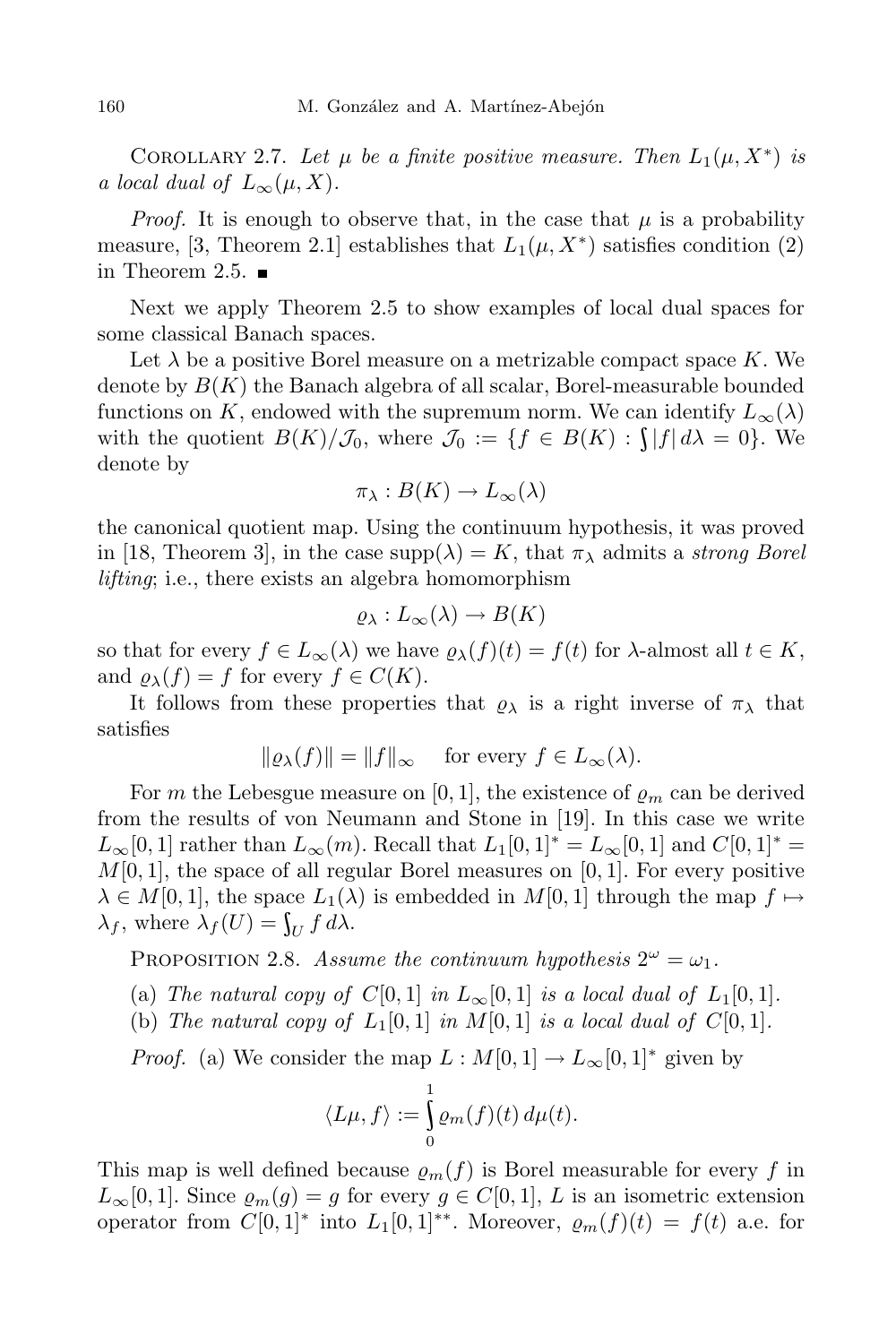Corollary 2.7. *Let $\mu$ be a finite positive measure. Then $L_1(\mu, X^*)$ is a local dual of $L_\infty(\mu, X)$.*

*Proof.* It is enough to observe that, in the case that $\mu$ is a probability measure, [3, Theorem 2.1] establishes that $L_1(\mu, X^*)$ satisfies condition (2) in Theorem 2.5. ∎

Next we apply Theorem 2.5 to show examples of local dual spaces for some classical Banach spaces.

Let $\lambda$ be a positive Borel measure on a metrizable compact space $K$. We denote by $B(K)$ the Banach algebra of all scalar, Borel-measurable bounded functions on $K$, endowed with the supremum norm. We can identify $L_\infty(\lambda)$ with the quotient $B(K)/\mathcal{J}_0$, where $\mathcal{J}_0 := \{f \in B(K) : \int |f|\, d\lambda = 0\}$. We denote by

$$\pi_\lambda : B(K) \to L_\infty(\lambda)$$

the canonical quotient map. Using the continuum hypothesis, it was proved in [18, Theorem 3], in the case $\mathrm{supp}(\lambda) = K$, that $\pi_\lambda$ admits a *strong Borel lifting*; i.e., there exists an algebra homomorphism

$$\varrho_\lambda : L_\infty(\lambda) \to B(K)$$

so that for every $f \in L_\infty(\lambda)$ we have $\varrho_\lambda(f)(t) = f(t)$ for $\lambda$-almost all $t \in K$, and $\varrho_\lambda(f) = f$ for every $f \in C(K)$.

It follows from these properties that $\varrho_\lambda$ is a right inverse of $\pi_\lambda$ that satisfies

$$\|\varrho_\lambda(f)\| = \|f\|_\infty \quad \text{for every } f \in L_\infty(\lambda).$$

For $m$ the Lebesgue measure on $[0,1]$, the existence of $\varrho_m$ can be derived from the results of von Neumann and Stone in [19]. In this case we write $L_\infty[0,1]$ rather than $L_\infty(m)$. Recall that $L_1[0,1]^* = L_\infty[0,1]$ and $C[0,1]^* = M[0,1]$, the space of all regular Borel measures on $[0,1]$. For every positive $\lambda \in M[0,1]$, the space $L_1(\lambda)$ is embedded in $M[0,1]$ through the map $f \mapsto \lambda_f$, where $\lambda_f(U) = \int_U f\, d\lambda$.

Proposition 2.8. *Assume the continuum hypothesis $2^\omega = \omega_1$.*

(a) *The natural copy of $C[0,1]$ in $L_\infty[0,1]$ is a local dual of $L_1[0,1]$.*

(b) *The natural copy of $L_1[0,1]$ in $M[0,1]$ is a local dual of $C[0,1]$.*

*Proof.* (a) We consider the map $L : M[0,1] \to L_\infty[0,1]^*$ given by

$$\langle L\mu, f\rangle := \int_0^1 \varrho_m(f)(t)\, d\mu(t).$$

This map is well defined because $\varrho_m(f)$ is Borel measurable for every $f$ in $L_\infty[0,1]$. Since $\varrho_m(g) = g$ for every $g \in C[0,1]$, $L$ is an isometric extension operator from $C[0,1]^*$ into $L_1[0,1]^{**}$. Moreover, $\varrho_m(f)(t) = f(t)$ a.e. for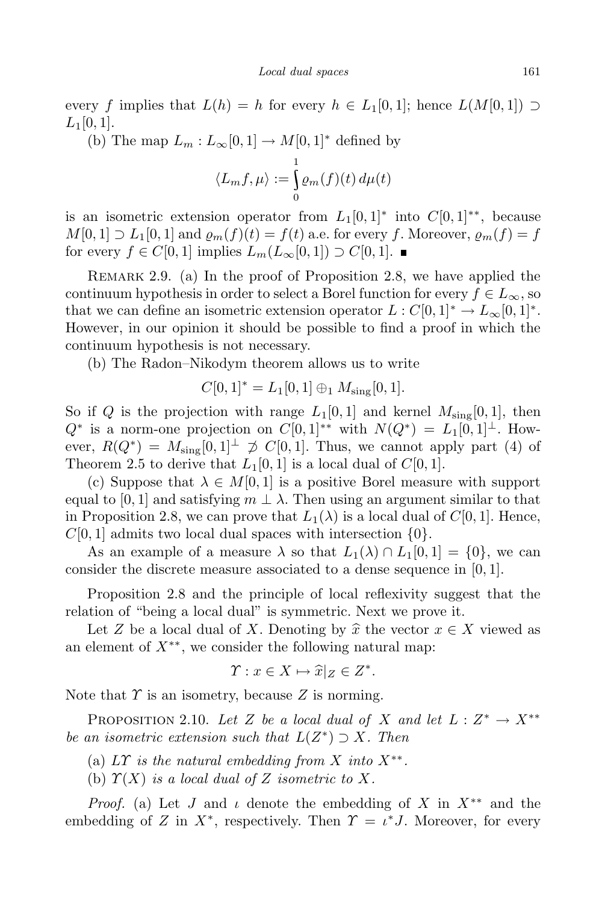every $f$ implies that $L(h) = h$ for every $h \in L_1[0,1]$; hence $L(M[0,1]) \supset L_1[0,1]$.

(b) The map $L_m : L_\infty[0,1] \to M[0,1]^*$ defined by

$$\langle L_m f, \mu\rangle := \int_0^1 \varrho_m(f)(t)\, d\mu(t)$$

is an isometric extension operator from $L_1[0,1]^*$ into $C[0,1]^{**}$, because $M[0,1] \supset L_1[0,1]$ and $\varrho_m(f)(t) = f(t)$ a.e. for every $f$. Moreover, $\varrho_m(f) = f$ for every $f \in C[0,1]$ implies $L_m(L_\infty[0,1]) \supset C[0,1]$. ■

Remark 2.9. (a) In the proof of Proposition 2.8, we have applied the continuum hypothesis in order to select a Borel function for every $f \in L_\infty$, so that we can define an isometric extension operator $L : C[0,1]^* \to L_\infty[0,1]^*$. However, in our opinion it should be possible to find a proof in which the continuum hypothesis is not necessary.

(b) The Radon–Nikodym theorem allows us to write

$$C[0,1]^* = L_1[0,1] \oplus_1 M_{\rm sing}[0,1].$$

So if $Q$ is the projection with range $L_1[0,1]$ and kernel $M_{\rm sing}[0,1]$, then $Q^*$ is a norm-one projection on $C[0,1]^{**}$ with $N(Q^*) = L_1[0,1]^\perp$. However, $R(Q^*) = M_{\rm sing}[0,1]^\perp \not\supset C[0,1]$. Thus, we cannot apply part (4) of Theorem 2.5 to derive that $L_1[0,1]$ is a local dual of $C[0,1]$.

(c) Suppose that $\lambda \in M[0,1]$ is a positive Borel measure with support equal to $[0,1]$ and satisfying $m \perp \lambda$. Then using an argument similar to that in Proposition 2.8, we can prove that $L_1(\lambda)$ is a local dual of $C[0,1]$. Hence, $C[0,1]$ admits two local dual spaces with intersection $\{0\}$.

As an example of a measure $\lambda$ so that $L_1(\lambda) \cap L_1[0,1] = \{0\}$, we can consider the discrete measure associated to a dense sequence in $[0,1]$.

Proposition 2.8 and the principle of local reflexivity suggest that the relation of "being a local dual" is symmetric. Next we prove it.

Let $Z$ be a local dual of $X$. Denoting by $\widehat{x}$ the vector $x \in X$ viewed as an element of $X^{**}$, we consider the following natural map:

$$\Upsilon : x \in X \mapsto \widehat{x}|_Z \in Z^*.$$

Note that $\Upsilon$ is an isometry, because $Z$ is norming.

Proposition 2.10. *Let $Z$ be a local dual of $X$ and let $L : Z^* \to X^{**}$ be an isometric extension such that $L(Z^*) \supset X$. Then*

(a) *$L\Upsilon$ is the natural embedding from $X$ into $X^{**}$.*

(b) *$\Upsilon(X)$ is a local dual of $Z$ isometric to $X$.*

*Proof.* (a) Let $J$ and $\iota$ denote the embedding of $X$ in $X^{**}$ and the embedding of $Z$ in $X^*$, respectively. Then $\Upsilon = \iota^* J$. Moreover, for every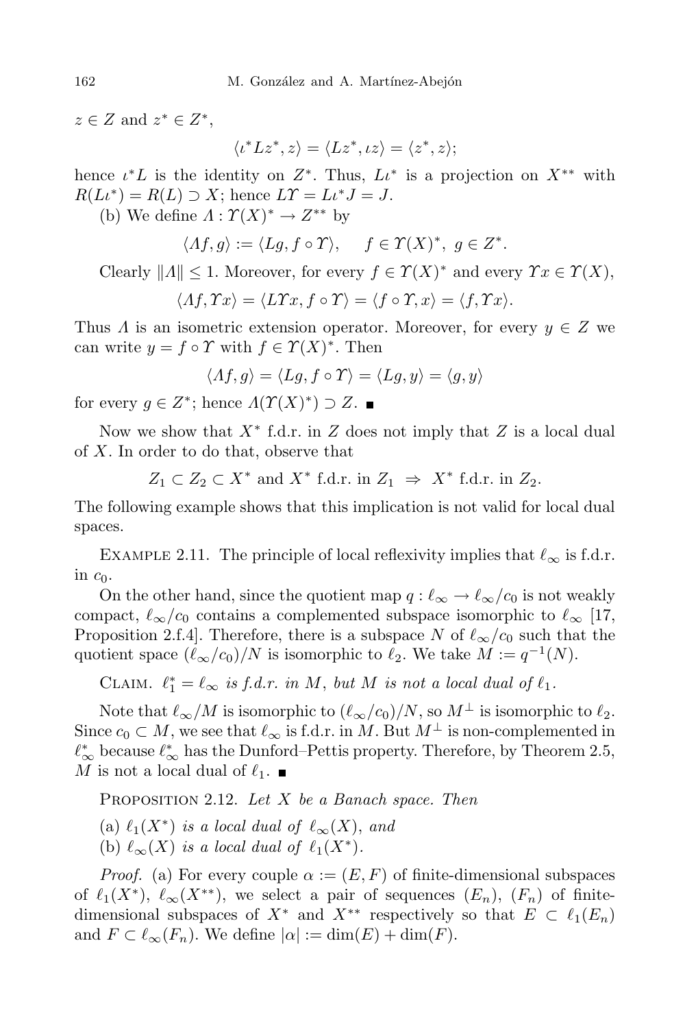$z \in Z$ and $z^* \in Z^*$,

$$\langle \iota^* L z^*, z\rangle = \langle L z^*, \iota z\rangle = \langle z^*, z\rangle;$$

hence $\iota^* L$ is the identity on $Z^*$. Thus, $L\iota^*$ is a projection on $X^{**}$ with $R(L\iota^*) = R(L) \supset X$; hence $L\Upsilon = L\iota^* J = J$.

(b) We define $\Lambda : \Upsilon(X)^* \to Z^{**}$ by

$$\langle \Lambda f, g\rangle := \langle Lg, f \circ \Upsilon\rangle, \quad f \in \Upsilon(X)^*,\ g \in Z^*.$$

Clearly $\|\Lambda\| \le 1$. Moreover, for every $f \in \Upsilon(X)^*$ and every $\Upsilon x \in \Upsilon(X)$,

$$\langle \Lambda f, \Upsilon x\rangle = \langle L\Upsilon x, f \circ \Upsilon\rangle = \langle f \circ \Upsilon, x\rangle = \langle f, \Upsilon x\rangle.$$

Thus $\Lambda$ is an isometric extension operator. Moreover, for every $y \in Z$ we can write $y = f \circ \Upsilon$ with $f \in \Upsilon(X)^*$. Then

$$\langle \Lambda f, g\rangle = \langle Lg, f \circ \Upsilon\rangle = \langle Lg, y\rangle = \langle g, y\rangle$$

for every $g \in Z^*$; hence $\Lambda(\Upsilon(X)^*) \supset Z$. ∎

Now we show that $X^*$ f.d.r. in $Z$ does not imply that $Z$ is a local dual of $X$. In order to do that, observe that

$$Z_1 \subset Z_2 \subset X^* \text{ and } X^* \text{ f.d.r. in } Z_1 \ \Rightarrow\ X^* \text{ f.d.r. in } Z_2.$$

The following example shows that this implication is not valid for local dual spaces.

Example 2.11. The principle of local reflexivity implies that $\ell_\infty$ is f.d.r. in $c_0$.

On the other hand, since the quotient map $q : \ell_\infty \to \ell_\infty/c_0$ is not weakly compact, $\ell_\infty/c_0$ contains a complemented subspace isomorphic to $\ell_\infty$ [17, Proposition 2.f.4]. Therefore, there is a subspace $N$ of $\ell_\infty/c_0$ such that the quotient space $(\ell_\infty/c_0)/N$ is isomorphic to $\ell_2$. We take $M := q^{-1}(N)$.

Claim. *$\ell_1^* = \ell_\infty$ is f.d.r. in $M$, but $M$ is not a local dual of $\ell_1$.*

Note that $\ell_\infty/M$ is isomorphic to $(\ell_\infty/c_0)/N$, so $M^\perp$ is isomorphic to $\ell_2$. Since $c_0 \subset M$, we see that $\ell_\infty$ is f.d.r. in $M$. But $M^\perp$ is non-complemented in $\ell_\infty^*$ because $\ell_\infty^*$ has the Dunford–Pettis property. Therefore, by Theorem 2.5, $M$ is not a local dual of $\ell_1$. ∎

Proposition 2.12. *Let $X$ be a Banach space. Then*

(a) *$\ell_1(X^*)$ is a local dual of $\ell_\infty(X)$, and*

(b) *$\ell_\infty(X)$ is a local dual of $\ell_1(X^*)$.*

*Proof.* (a) For every couple $\alpha := (E, F)$ of finite-dimensional subspaces of $\ell_1(X^*)$, $\ell_\infty(X^{**})$, we select a pair of sequences $(E_n)$, $(F_n)$ of finite-dimensional subspaces of $X^*$ and $X^{**}$ respectively so that $E \subset \ell_1(E_n)$ and $F \subset \ell_\infty(F_n)$. We define $|\alpha| := \dim(E) + \dim(F)$.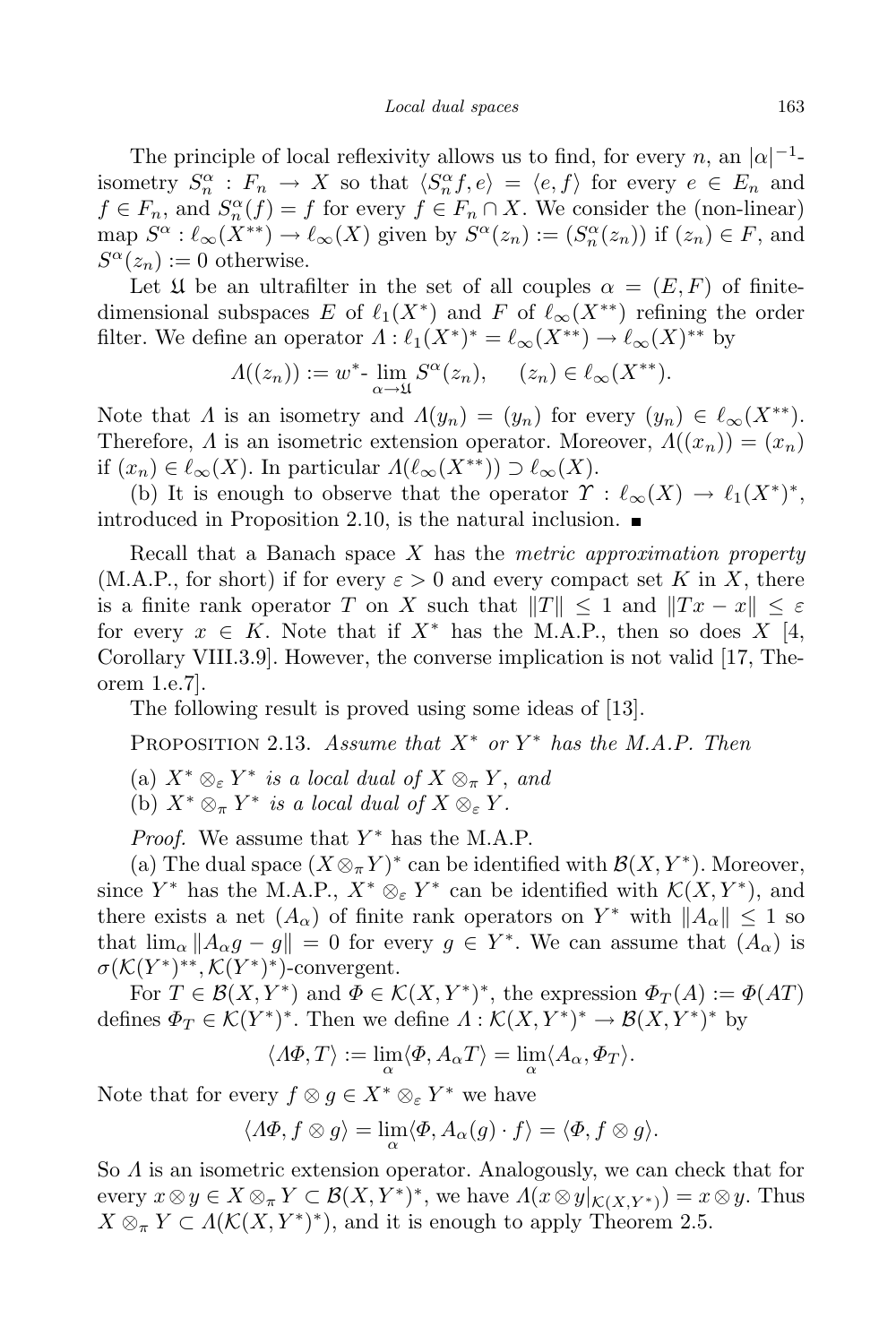The principle of local reflexivity allows us to find, for every $n$, an $|\alpha|^{-1}$-isometry $S_n^\alpha : F_n \to X$ so that $\langle S_n^\alpha f, e\rangle = \langle e, f\rangle$ for every $e \in E_n$ and $f \in F_n$, and $S_n^\alpha(f) = f$ for every $f \in F_n \cap X$. We consider the (non-linear) map $S^\alpha : \ell_\infty(X^{**}) \to \ell_\infty(X)$ given by $S^\alpha(z_n) := (S_n^\alpha(z_n))$ if $(z_n) \in F$, and $S^\alpha(z_n) := 0$ otherwise.

Let $\mathfrak{U}$ be an ultrafilter in the set of all couples $\alpha = (E, F)$ of finite-dimensional subspaces $E$ of $\ell_1(X^*)$ and $F$ of $\ell_\infty(X^{**})$ refining the order filter. We define an operator $\Lambda : \ell_1(X^*)^* = \ell_\infty(X^{**}) \to \ell_\infty(X)^{**}$ by

$$\Lambda((z_n)) := w^*\text{-}\lim_{\alpha\to\mathfrak{U}} S^\alpha(z_n), \qquad (z_n) \in \ell_\infty(X^{**}).$$

Note that $\Lambda$ is an isometry and $\Lambda(y_n) = (y_n)$ for every $(y_n) \in \ell_\infty(X^{**})$. Therefore, $\Lambda$ is an isometric extension operator. Moreover, $\Lambda((x_n)) = (x_n)$ if $(x_n) \in \ell_\infty(X)$. In particular $\Lambda(\ell_\infty(X^{**})) \supset \ell_\infty(X)$.

(b) It is enough to observe that the operator $\Upsilon : \ell_\infty(X) \to \ell_1(X^*)^*$, introduced in Proposition 2.10, is the natural inclusion. ∎

Recall that a Banach space $X$ has the *metric approximation property* (M.A.P., for short) if for every $\varepsilon > 0$ and every compact set $K$ in $X$, there is a finite rank operator $T$ on $X$ such that $\|T\| \le 1$ and $\|Tx - x\| \le \varepsilon$ for every $x \in K$. Note that if $X^*$ has the M.A.P., then so does $X$ [4, Corollary VIII.3.9]. However, the converse implication is not valid [17, Theorem 1.e.7].

The following result is proved using some ideas of [13].

PROPOSITION 2.13. *Assume that $X^*$ or $Y^*$ has the M.A.P. Then*

(a) *$X^* \otimes_\varepsilon Y^*$ is a local dual of $X \otimes_\pi Y$, and*
(b) *$X^* \otimes_\pi Y^*$ is a local dual of $X \otimes_\varepsilon Y$.*

*Proof.* We assume that $Y^*$ has the M.A.P.

(a) The dual space $(X \otimes_\pi Y)^*$ can be identified with $\mathcal{B}(X, Y^*)$. Moreover, since $Y^*$ has the M.A.P., $X^* \otimes_\varepsilon Y^*$ can be identified with $\mathcal{K}(X, Y^*)$, and there exists a net $(A_\alpha)$ of finite rank operators on $Y^*$ with $\|A_\alpha\| \le 1$ so that $\lim_\alpha \|A_\alpha g - g\| = 0$ for every $g \in Y^*$. We can assume that $(A_\alpha)$ is $\sigma(\mathcal{K}(Y^*)^{**}, \mathcal{K}(Y^*)^*)$-convergent.

For $T \in \mathcal{B}(X, Y^*)$ and $\Phi \in \mathcal{K}(X, Y^*)^*$, the expression $\Phi_T(A) := \Phi(AT)$ defines $\Phi_T \in \mathcal{K}(Y^*)^*$. Then we define $\Lambda : \mathcal{K}(X, Y^*)^* \to \mathcal{B}(X, Y^*)^*$ by

$$\langle \Lambda\Phi, T\rangle := \lim_\alpha \langle \Phi, A_\alpha T\rangle = \lim_\alpha \langle A_\alpha, \Phi_T\rangle.$$

Note that for every $f \otimes g \in X^* \otimes_\varepsilon Y^*$ we have

$$\langle \Lambda\Phi, f \otimes g\rangle = \lim_\alpha \langle \Phi, A_\alpha(g) \cdot f\rangle = \langle \Phi, f \otimes g\rangle.$$

So $\Lambda$ is an isometric extension operator. Analogously, we can check that for every $x \otimes y \in X \otimes_\pi Y \subset \mathcal{B}(X, Y^*)^*$, we have $\Lambda(x \otimes y|_{\mathcal{K}(X,Y^*)}) = x \otimes y$. Thus $X \otimes_\pi Y \subset \Lambda(\mathcal{K}(X, Y^*)^*)$, and it is enough to apply Theorem 2.5.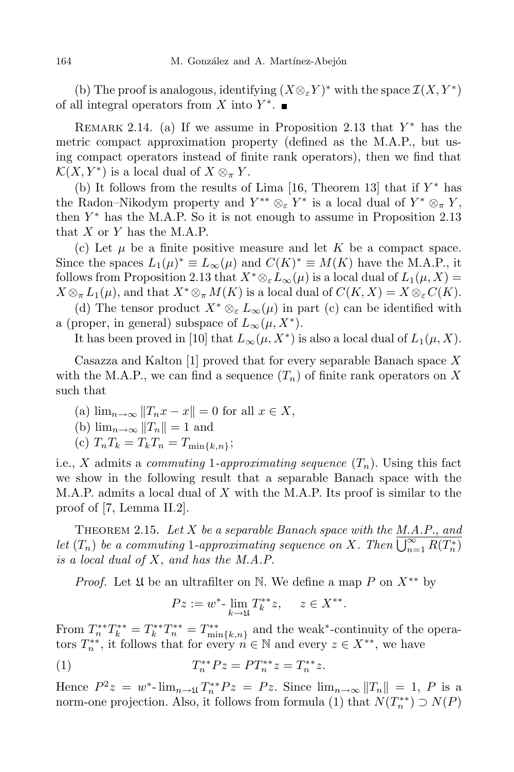(b) The proof is analogous, identifying $(X \otimes_\varepsilon Y)^*$ with the space $\mathcal{I}(X, Y^*)$ of all integral operators from $X$ into $Y^*$. ∎

Remark 2.14. (a) If we assume in Proposition 2.13 that $Y^*$ has the metric compact approximation property (defined as the M.A.P., but using compact operators instead of finite rank operators), then we find that $\mathcal{K}(X, Y^*)$ is a local dual of $X \otimes_\pi Y$.

(b) It follows from the results of Lima [16, Theorem 13] that if $Y^*$ has the Radon–Nikodym property and $Y^{**} \otimes_\varepsilon Y^*$ is a local dual of $Y^* \otimes_\pi Y$, then $Y^*$ has the M.A.P. So it is not enough to assume in Proposition 2.13 that $X$ or $Y$ has the M.A.P.

(c) Let $\mu$ be a finite positive measure and let $K$ be a compact space. Since the spaces $L_1(\mu)^* \equiv L_\infty(\mu)$ and $C(K)^* \equiv M(K)$ have the M.A.P., it follows from Proposition 2.13 that $X^* \otimes_\varepsilon L_\infty(\mu)$ is a local dual of $L_1(\mu, X) = X \otimes_\pi L_1(\mu)$, and that $X^* \otimes_\pi M(K)$ is a local dual of $C(K, X) = X \otimes_\varepsilon C(K)$.

(d) The tensor product $X^* \otimes_\varepsilon L_\infty(\mu)$ in part (c) can be identified with a (proper, in general) subspace of $L_\infty(\mu, X^*)$.

It has been proved in [10] that $L_\infty(\mu, X^*)$ is also a local dual of $L_1(\mu, X)$.

Casazza and Kalton [1] proved that for every separable Banach space $X$ with the M.A.P., we can find a sequence $(T_n)$ of finite rank operators on $X$ such that

(a) $\lim_{n\to\infty} \|T_n x - x\| = 0$ for all $x \in X$,

(b) $\lim_{n\to\infty} \|T_n\| = 1$ and

(c) $T_n T_k = T_k T_n = T_{\min\{k,n\}}$;

i.e., $X$ admits a *commuting* 1*-approximating sequence* $(T_n)$. Using this fact we show in the following result that a separable Banach space with the M.A.P. admits a local dual of $X$ with the M.A.P. Its proof is similar to the proof of [7, Lemma II.2].

Theorem 2.15. *Let $X$ be a separable Banach space with the M.A.P., and let $(T_n)$ be a commuting 1-approximating sequence on $X$. Then $\overline{\bigcup_{n=1}^\infty R(T_n^*)}$ is a local dual of $X$, and has the M.A.P.*

*Proof.* Let $\mathfrak{U}$ be an ultrafilter on $\mathbb{N}$. We define a map $P$ on $X^{**}$ by

$$Pz := w^*\text{-}\lim_{k\to\mathfrak{U}} T_k^{**} z, \quad z \in X^{**}.$$

From $T_n^{**} T_k^{**} = T_k^{**} T_n^{**} = T_{\min\{k,n\}}^{**}$ and the weak*-continuity of the operators $T_n^{**}$, it follows that for every $n \in \mathbb{N}$ and every $z \in X^{**}$, we have

$$T_n^{**} P z = P T_n^{**} z = T_n^{**} z. \tag{1}$$

Hence $P^2 z = w^*\text{-}\lim_{n\to\mathfrak{U}} T_n^{**} P z = Pz$. Since $\lim_{n\to\infty} \|T_n\| = 1$, $P$ is a norm-one projection. Also, it follows from formula (1) that $N(T_n^{**}) \supset N(P)$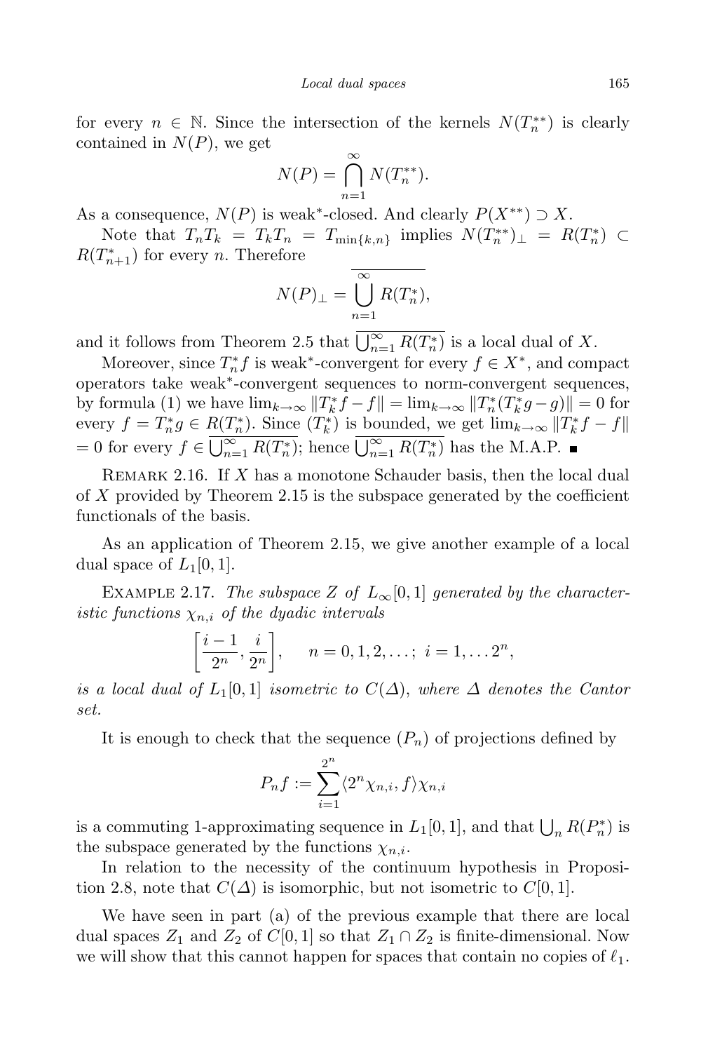for every $n \in \mathbb{N}$. Since the intersection of the kernels $N(T_n^{**})$ is clearly contained in $N(P)$, we get

$$N(P) = \bigcap_{n=1}^{\infty} N(T_n^{**}).$$

As a consequence, $N(P)$ is weak*-closed. And clearly $P(X^{**}) \supset X$.

Note that $T_n T_k = T_k T_n = T_{\min\{k,n\}}$ implies $N(T_n^{**})_\perp = R(T_n^*) \subset R(T_{n+1}^*)$ for every $n$. Therefore

$$N(P)_\perp = \overline{\bigcup_{n=1}^{\infty} R(T_n^*)},$$

and it follows from Theorem 2.5 that $\overline{\bigcup_{n=1}^{\infty} R(T_n^*)}$ is a local dual of $X$.

Moreover, since $T_n^* f$ is weak*-convergent for every $f \in X^*$, and compact operators take weak*-convergent sequences to norm-convergent sequences, by formula (1) we have $\lim_{k\to\infty} \|T_k^* f - f\| = \lim_{k\to\infty} \|T_n^*(T_k^* g - g)\| = 0$ for every $f = T_n^* g \in R(T_n^*)$. Since $(T_k^*)$ is bounded, we get $\lim_{k\to\infty} \|T_k^* f - f\| = 0$ for every $f \in \overline{\bigcup_{n=1}^{\infty} R(T_n^*)}$; hence $\overline{\bigcup_{n=1}^{\infty} R(T_n^*)}$ has the M.A.P. ∎

Remark 2.16. If $X$ has a monotone Schauder basis, then the local dual of $X$ provided by Theorem 2.15 is the subspace generated by the coefficient functionals of the basis.

As an application of Theorem 2.15, we give another example of a local dual space of $L_1[0,1]$.

Example 2.17. *The subspace $Z$ of $L_\infty[0,1]$ generated by the characteristic functions $\chi_{n,i}$ of the dyadic intervals*

$$\left[\frac{i-1}{2^n}, \frac{i}{2^n}\right], \qquad n = 0, 1, 2, \ldots;\ i = 1, \ldots 2^n,$$

*is a local dual of $L_1[0,1]$ isometric to $C(\Delta)$, where $\Delta$ denotes the Cantor set.*

It is enough to check that the sequence $(P_n)$ of projections defined by

$$P_n f := \sum_{i=1}^{2^n} \langle 2^n \chi_{n,i}, f\rangle \chi_{n,i}$$

is a commuting 1-approximating sequence in $L_1[0,1]$, and that $\bigcup_n R(P_n^*)$ is the subspace generated by the functions $\chi_{n,i}$.

In relation to the necessity of the continuum hypothesis in Proposition 2.8, note that $C(\Delta)$ is isomorphic, but not isometric to $C[0,1]$.

We have seen in part (a) of the previous example that there are local dual spaces $Z_1$ and $Z_2$ of $C[0,1]$ so that $Z_1 \cap Z_2$ is finite-dimensional. Now we will show that this cannot happen for spaces that contain no copies of $\ell_1$.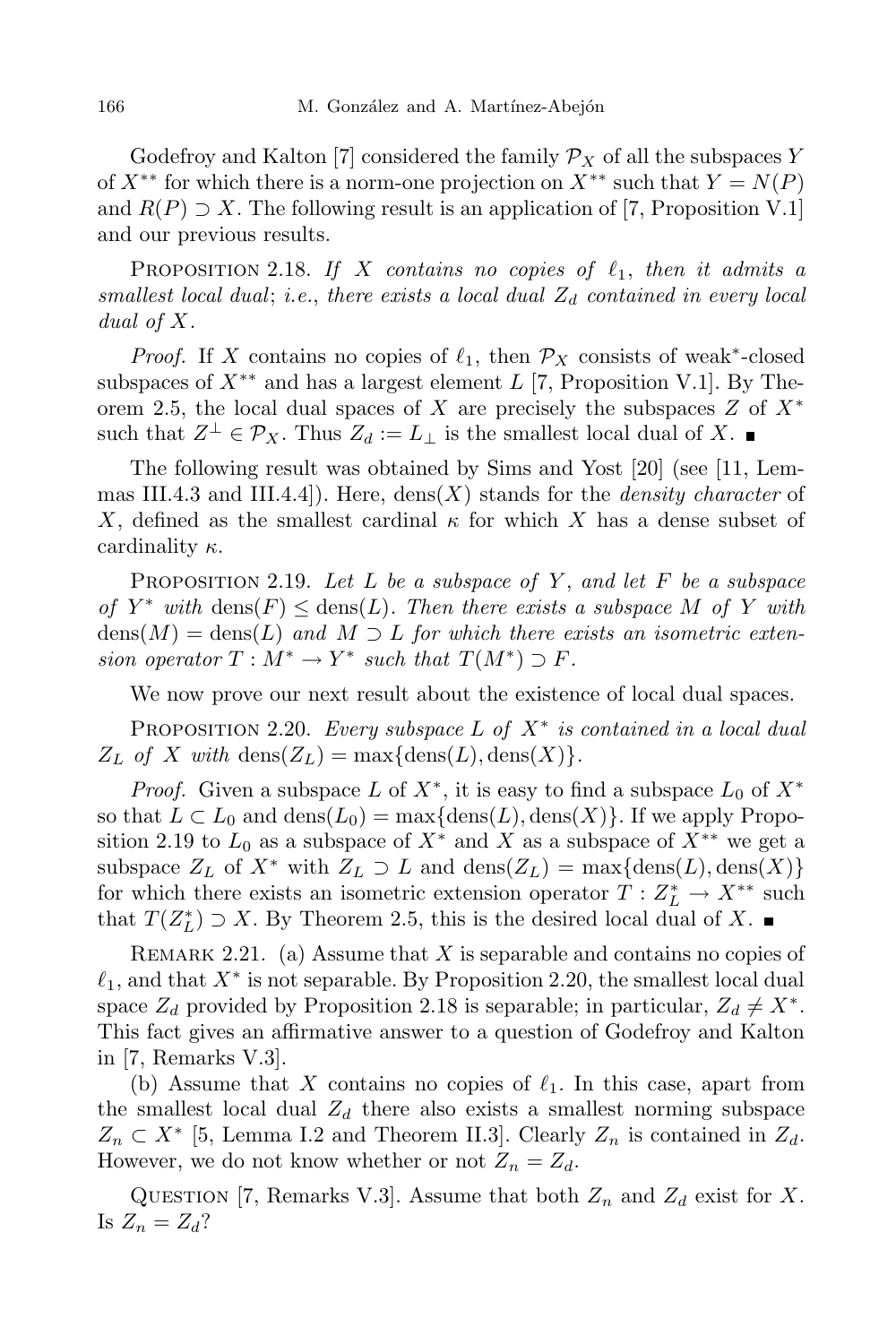Godefroy and Kalton [7] considered the family $\mathcal{P}_X$ of all the subspaces $Y$ of $X^{**}$ for which there is a norm-one projection on $X^{**}$ such that $Y = N(P)$ and $R(P) \supset X$. The following result is an application of [7, Proposition V.1] and our previous results.

Proposition 2.18. *If $X$ contains no copies of $\ell_1$, then it admits a smallest local dual*; *i.e., there exists a local dual $Z_d$ contained in every local dual of $X$.*

*Proof.* If $X$ contains no copies of $\ell_1$, then $\mathcal{P}_X$ consists of weak$^*$-closed subspaces of $X^{**}$ and has a largest element $L$ [7, Proposition V.1]. By Theorem 2.5, the local dual spaces of $X$ are precisely the subspaces $Z$ of $X^*$ such that $Z^\perp \in \mathcal{P}_X$. Thus $Z_d := L_\perp$ is the smallest local dual of $X$. ∎

The following result was obtained by Sims and Yost [20] (see [11, Lemmas III.4.3 and III.4.4]). Here, $\mathrm{dens}(X)$ stands for the *density character* of $X$, defined as the smallest cardinal $\kappa$ for which $X$ has a dense subset of cardinality $\kappa$.

Proposition 2.19. *Let $L$ be a subspace of $Y$, and let $F$ be a subspace of $Y^*$ with $\mathrm{dens}(F) \le \mathrm{dens}(L)$. Then there exists a subspace $M$ of $Y$ with $\mathrm{dens}(M) = \mathrm{dens}(L)$ and $M \supset L$ for which there exists an isometric extension operator $T : M^* \to Y^*$ such that $T(M^*) \supset F$.*

We now prove our next result about the existence of local dual spaces.

Proposition 2.20. *Every subspace $L$ of $X^*$ is contained in a local dual $Z_L$ of $X$ with $\mathrm{dens}(Z_L) = \max\{\mathrm{dens}(L), \mathrm{dens}(X)\}$.*

*Proof.* Given a subspace $L$ of $X^*$, it is easy to find a subspace $L_0$ of $X^*$ so that $L \subset L_0$ and $\mathrm{dens}(L_0) = \max\{\mathrm{dens}(L), \mathrm{dens}(X)\}$. If we apply Proposition 2.19 to $L_0$ as a subspace of $X^*$ and $X$ as a subspace of $X^{**}$ we get a subspace $Z_L$ of $X^*$ with $Z_L \supset L$ and $\mathrm{dens}(Z_L) = \max\{\mathrm{dens}(L), \mathrm{dens}(X)\}$ for which there exists an isometric extension operator $T : Z_L^* \to X^{**}$ such that $T(Z_L^*) \supset X$. By Theorem 2.5, this is the desired local dual of $X$. ∎

Remark 2.21. (a) Assume that $X$ is separable and contains no copies of $\ell_1$, and that $X^*$ is not separable. By Proposition 2.20, the smallest local dual space $Z_d$ provided by Proposition 2.18 is separable; in particular, $Z_d \neq X^*$. This fact gives an affirmative answer to a question of Godefroy and Kalton in [7, Remarks V.3].

(b) Assume that $X$ contains no copies of $\ell_1$. In this case, apart from the smallest local dual $Z_d$ there also exists a smallest norming subspace $Z_n \subset X^*$ [5, Lemma I.2 and Theorem II.3]. Clearly $Z_n$ is contained in $Z_d$. However, we do not know whether or not $Z_n = Z_d$.

Question [7, Remarks V.3]. Assume that both $Z_n$ and $Z_d$ exist for $X$. Is $Z_n = Z_d$?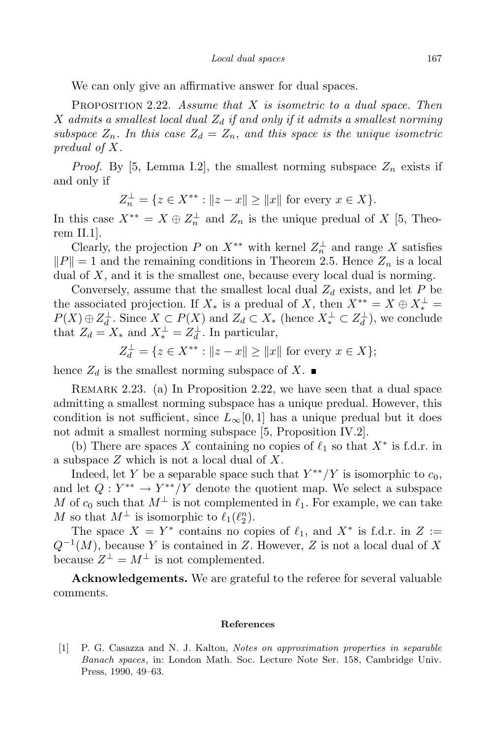We can only give an affirmative answer for dual spaces.

PROPOSITION 2.22. *Assume that $X$ is isometric to a dual space. Then $X$ admits a smallest local dual $Z_d$ if and only if it admits a smallest norming subspace $Z_n$. In this case $Z_d = Z_n$, and this space is the unique isometric predual of $X$.*

*Proof.* By [5, Lemma I.2], the smallest norming subspace $Z_n$ exists if and only if

$$Z_n^{\perp} = \{z \in X^{**} : \|z - x\| \geq \|x\| \text{ for every } x \in X\}.$$

In this case $X^{**} = X \oplus Z_n^{\perp}$ and $Z_n$ is the unique predual of $X$ [5, Theorem II.1].

Clearly, the projection $P$ on $X^{**}$ with kernel $Z_n^{\perp}$ and range $X$ satisfies $\|P\| = 1$ and the remaining conditions in Theorem 2.5. Hence $Z_n$ is a local dual of $X$, and it is the smallest one, because every local dual is norming.

Conversely, assume that the smallest local dual $Z_d$ exists, and let $P$ be the associated projection. If $X_*$ is a predual of $X$, then $X^{**} = X \oplus X_*^{\perp} = P(X) \oplus Z_d^{\perp}$. Since $X \subset P(X)$ and $Z_d \subset X_*$ (hence $X_*^{\perp} \subset Z_d^{\perp}$), we conclude that $Z_d = X_*$ and $X_*^{\perp} = Z_d^{\perp}$. In particular,

$$Z_d^{\perp} = \{z \in X^{**} : \|z - x\| \geq \|x\| \text{ for every } x \in X\};$$

hence $Z_d$ is the smallest norming subspace of $X$. ∎

REMARK 2.23. (a) In Proposition 2.22, we have seen that a dual space admitting a smallest norming subspace has a unique predual. However, this condition is not sufficient, since $L_\infty[0,1]$ has a unique predual but it does not admit a smallest norming subspace [5, Proposition IV.2].

(b) There are spaces $X$ containing no copies of $\ell_1$ so that $X^*$ is f.d.r. in a subspace $Z$ which is not a local dual of $X$.

Indeed, let $Y$ be a separable space such that $Y^{**}/Y$ is isomorphic to $c_0$, and let $Q : Y^{**} \to Y^{**}/Y$ denote the quotient map. We select a subspace $M$ of $c_0$ such that $M^{\perp}$ is not complemented in $\ell_1$. For example, we can take $M$ so that $M^{\perp}$ is isomorphic to $\ell_1(\ell_2^n)$.

The space $X = Y^*$ contains no copies of $\ell_1$, and $X^*$ is f.d.r. in $Z := Q^{-1}(M)$, because $Y$ is contained in $Z$. However, $Z$ is not a local dual of $X$ because $Z^{\perp} = M^{\perp}$ is not complemented.

**Acknowledgements.** We are grateful to the referee for several valuable comments.

## References

[1] P. G. Casazza and N. J. Kalton, *Notes on approximation properties in separable Banach spaces*, in: London Math. Soc. Lecture Note Ser. 158, Cambridge Univ. Press, 1990, 49–63.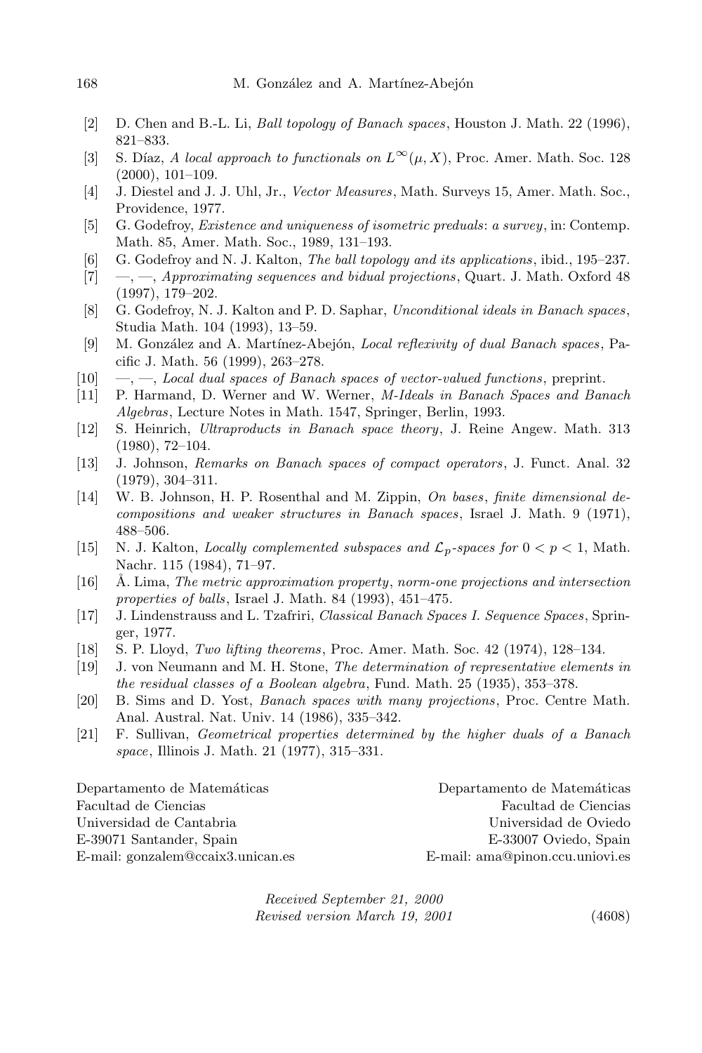[2] D. Chen and B.-L. Li, *Ball topology of Banach spaces*, Houston J. Math. 22 (1996), 821–833.

[3] S. Díaz, *A local approach to functionals on $L^\infty(\mu, X)$*, Proc. Amer. Math. Soc. 128 (2000), 101–109.

[4] J. Diestel and J. J. Uhl, Jr., *Vector Measures*, Math. Surveys 15, Amer. Math. Soc., Providence, 1977.

[5] G. Godefroy, *Existence and uniqueness of isometric preduals: a survey*, in: Contemp. Math. 85, Amer. Math. Soc., 1989, 131–193.

[6] G. Godefroy and N. J. Kalton, *The ball topology and its applications*, ibid., 195–237.

[7] —, —, *Approximating sequences and bidual projections*, Quart. J. Math. Oxford 48 (1997), 179–202.

[8] G. Godefroy, N. J. Kalton and P. D. Saphar, *Unconditional ideals in Banach spaces*, Studia Math. 104 (1993), 13–59.

[9] M. González and A. Martínez-Abejón, *Local reflexivity of dual Banach spaces*, Pacific J. Math. 56 (1999), 263–278.

[10] —, —, *Local dual spaces of Banach spaces of vector-valued functions*, preprint.

[11] P. Harmand, D. Werner and W. Werner, *M-Ideals in Banach Spaces and Banach Algebras*, Lecture Notes in Math. 1547, Springer, Berlin, 1993.

[12] S. Heinrich, *Ultraproducts in Banach space theory*, J. Reine Angew. Math. 313 (1980), 72–104.

[13] J. Johnson, *Remarks on Banach spaces of compact operators*, J. Funct. Anal. 32 (1979), 304–311.

[14] W. B. Johnson, H. P. Rosenthal and M. Zippin, *On bases, finite dimensional decompositions and weaker structures in Banach spaces*, Israel J. Math. 9 (1971), 488–506.

[15] N. J. Kalton, *Locally complemented subspaces and $\mathcal{L}_p$-spaces for $0 < p < 1$*, Math. Nachr. 115 (1984), 71–97.

[16] Å. Lima, *The metric approximation property, norm-one projections and intersection properties of balls*, Israel J. Math. 84 (1993), 451–475.

[17] J. Lindenstrauss and L. Tzafriri, *Classical Banach Spaces I. Sequence Spaces*, Springer, 1977.

[18] S. P. Lloyd, *Two lifting theorems*, Proc. Amer. Math. Soc. 42 (1974), 128–134.

[19] J. von Neumann and M. H. Stone, *The determination of representative elements in the residual classes of a Boolean algebra*, Fund. Math. 25 (1935), 353–378.

[20] B. Sims and D. Yost, *Banach spaces with many projections*, Proc. Centre Math. Anal. Austral. Nat. Univ. 14 (1986), 335–342.

[21] F. Sullivan, *Geometrical properties determined by the higher duals of a Banach space*, Illinois J. Math. 21 (1977), 315–331.

Departamento de Matemáticas
Facultad de Ciencias
Universidad de Cantabria
E-39071 Santander, Spain
E-mail: gonzalem@ccaix3.unican.es

Departamento de Matemáticas
Facultad de Ciencias
Universidad de Oviedo
E-33007 Oviedo, Spain
E-mail: ama@pinon.ccu.uniovi.es

*Received September 21, 2000*
*Revised version March 19, 2001* (4608)